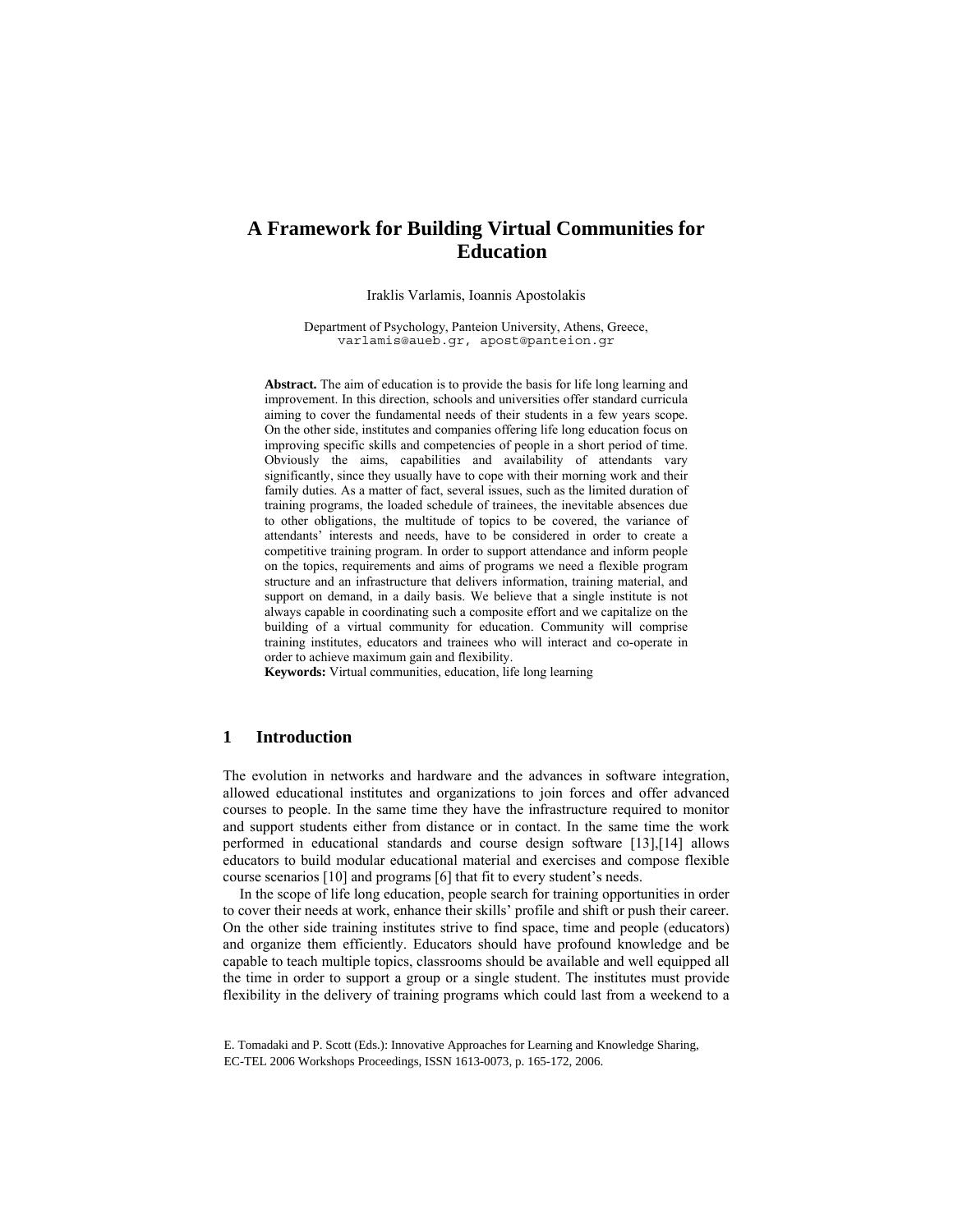# A Framework for Building Virtual Communities for Education

Iraklis Varlamis, Ioannis Apostolakis

Department of Psychology, Panteion University, Athens, Greece,
varlamis@aueb.gr, apost@panteion.gr

**Abstract.** The aim of education is to provide the basis for life long learning and improvement. In this direction, schools and universities offer standard curricula aiming to cover the fundamental needs of their students in a few years scope. On the other side, institutes and companies offering life long education focus on improving specific skills and competencies of people in a short period of time. Obviously the aims, capabilities and availability of attendants vary significantly, since they usually have to cope with their morning work and their family duties. As a matter of fact, several issues, such as the limited duration of training programs, the loaded schedule of trainees, the inevitable absences due to other obligations, the multitude of topics to be covered, the variance of attendants' interests and needs, have to be considered in order to create a competitive training program. In order to support attendance and inform people on the topics, requirements and aims of programs we need a flexible program structure and an infrastructure that delivers information, training material, and support on demand, in a daily basis. We believe that a single institute is not always capable in coordinating such a composite effort and we capitalize on the building of a virtual community for education. Community will comprise training institutes, educators and trainees who will interact and co-operate in order to achieve maximum gain and flexibility.

**Keywords:** Virtual communities, education, life long learning

## 1 Introduction

The evolution in networks and hardware and the advances in software integration, allowed educational institutes and organizations to join forces and offer advanced courses to people. In the same time they have the infrastructure required to monitor and support students either from distance or in contact. In the same time the work performed in educational standards and course design software [13],[14] allows educators to build modular educational material and exercises and compose flexible course scenarios [10] and programs [6] that fit to every student's needs.

In the scope of life long education, people search for training opportunities in order to cover their needs at work, enhance their skills' profile and shift or push their career. On the other side training institutes strive to find space, time and people (educators) and organize them efficiently. Educators should have profound knowledge and be capable to teach multiple topics, classrooms should be available and well equipped all the time in order to support a group or a single student. The institutes must provide flexibility in the delivery of training programs which could last from a weekend to a

E. Tomadaki and P. Scott (Eds.): Innovative Approaches for Learning and Knowledge Sharing, EC-TEL 2006 Workshops Proceedings, ISSN 1613-0073, p. 165-172, 2006.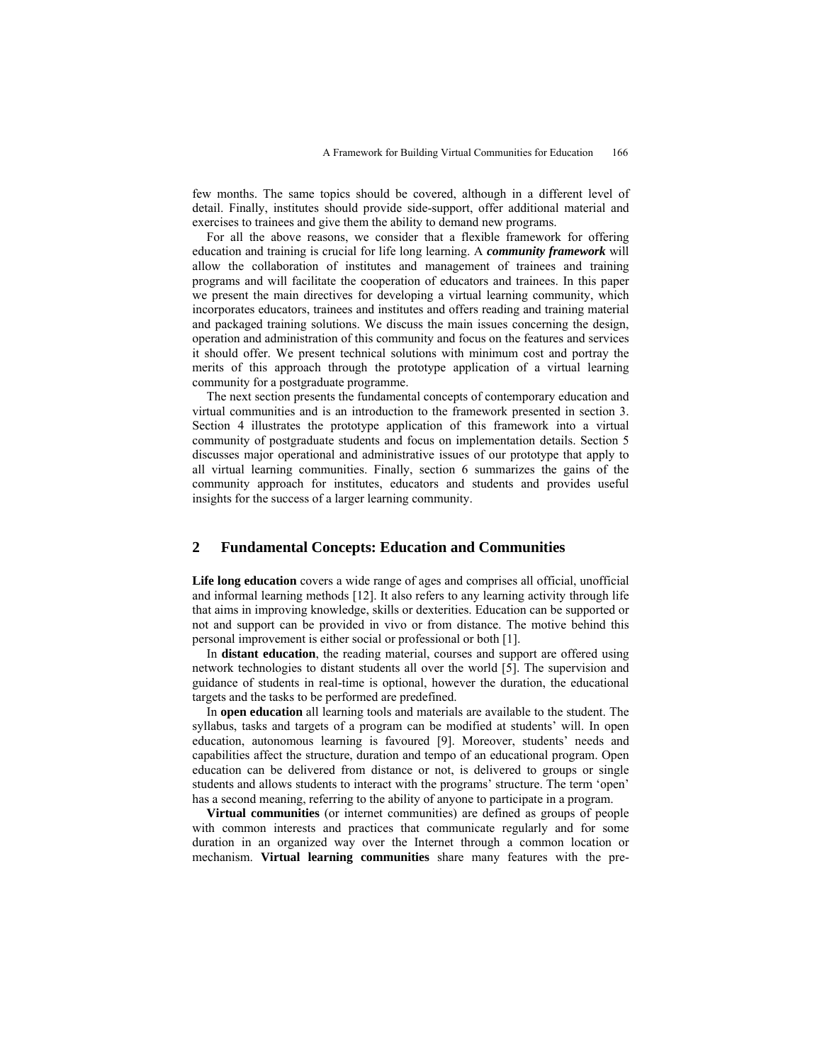few months. The same topics should be covered, although in a different level of detail. Finally, institutes should provide side-support, offer additional material and exercises to trainees and give them the ability to demand new programs.

For all the above reasons, we consider that a flexible framework for offering education and training is crucial for life long learning. A ***community framework*** will allow the collaboration of institutes and management of trainees and training programs and will facilitate the cooperation of educators and trainees. In this paper we present the main directives for developing a virtual learning community, which incorporates educators, trainees and institutes and offers reading and training material and packaged training solutions. We discuss the main issues concerning the design, operation and administration of this community and focus on the features and services it should offer. We present technical solutions with minimum cost and portray the merits of this approach through the prototype application of a virtual learning community for a postgraduate programme.

The next section presents the fundamental concepts of contemporary education and virtual communities and is an introduction to the framework presented in section 3. Section 4 illustrates the prototype application of this framework into a virtual community of postgraduate students and focus on implementation details. Section 5 discusses major operational and administrative issues of our prototype that apply to all virtual learning communities. Finally, section 6 summarizes the gains of the community approach for institutes, educators and students and provides useful insights for the success of a larger learning community.

## 2 Fundamental Concepts: Education and Communities

**Life long education** covers a wide range of ages and comprises all official, unofficial and informal learning methods [12]. It also refers to any learning activity through life that aims in improving knowledge, skills or dexterities. Education can be supported or not and support can be provided in vivo or from distance. The motive behind this personal improvement is either social or professional or both [1].

In **distant education**, the reading material, courses and support are offered using network technologies to distant students all over the world [5]. The supervision and guidance of students in real-time is optional, however the duration, the educational targets and the tasks to be performed are predefined.

In **open education** all learning tools and materials are available to the student. The syllabus, tasks and targets of a program can be modified at students' will. In open education, autonomous learning is favoured [9]. Moreover, students' needs and capabilities affect the structure, duration and tempo of an educational program. Open education can be delivered from distance or not, is delivered to groups or single students and allows students to interact with the programs' structure. The term 'open' has a second meaning, referring to the ability of anyone to participate in a program.

**Virtual communities** (or internet communities) are defined as groups of people with common interests and practices that communicate regularly and for some duration in an organized way over the Internet through a common location or mechanism. **Virtual learning communities** share many features with the pre-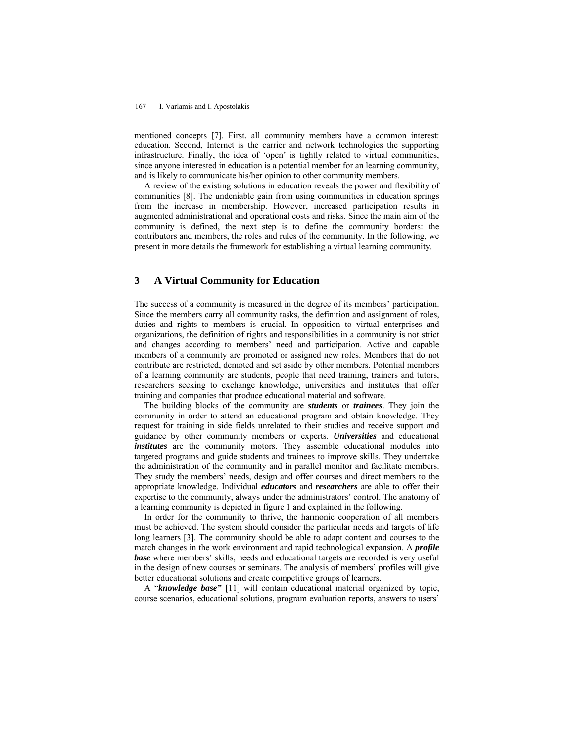mentioned concepts [7]. First, all community members have a common interest: education. Second, Internet is the carrier and network technologies the supporting infrastructure. Finally, the idea of 'open' is tightly related to virtual communities, since anyone interested in education is a potential member for an learning community, and is likely to communicate his/her opinion to other community members.

A review of the existing solutions in education reveals the power and flexibility of communities [8]. The undeniable gain from using communities in education springs from the increase in membership. However, increased participation results in augmented administrational and operational costs and risks. Since the main aim of the community is defined, the next step is to define the community borders: the contributors and members, the roles and rules of the community. In the following, we present in more details the framework for establishing a virtual learning community.

## 3 A Virtual Community for Education

The success of a community is measured in the degree of its members' participation. Since the members carry all community tasks, the definition and assignment of roles, duties and rights to members is crucial. In opposition to virtual enterprises and organizations, the definition of rights and responsibilities in a community is not strict and changes according to members' need and participation. Active and capable members of a community are promoted or assigned new roles. Members that do not contribute are restricted, demoted and set aside by other members. Potential members of a learning community are students, people that need training, trainers and tutors, researchers seeking to exchange knowledge, universities and institutes that offer training and companies that produce educational material and software.

The building blocks of the community are ***students*** or ***trainees***. They join the community in order to attend an educational program and obtain knowledge. They request for training in side fields unrelated to their studies and receive support and guidance by other community members or experts. ***Universities*** and educational ***institutes*** are the community motors. They assemble educational modules into targeted programs and guide students and trainees to improve skills. They undertake the administration of the community and in parallel monitor and facilitate members. They study the members' needs, design and offer courses and direct members to the appropriate knowledge. Individual ***educators*** and ***researchers*** are able to offer their expertise to the community, always under the administrators' control. The anatomy of a learning community is depicted in figure 1 and explained in the following.

In order for the community to thrive, the harmonic cooperation of all members must be achieved. The system should consider the particular needs and targets of life long learners [3]. The community should be able to adapt content and courses to the match changes in the work environment and rapid technological expansion. A ***profile base*** where members' skills, needs and educational targets are recorded is very useful in the design of new courses or seminars. The analysis of members' profiles will give better educational solutions and create competitive groups of learners.

A "***knowledge base"*** [11] will contain educational material organized by topic, course scenarios, educational solutions, program evaluation reports, answers to users'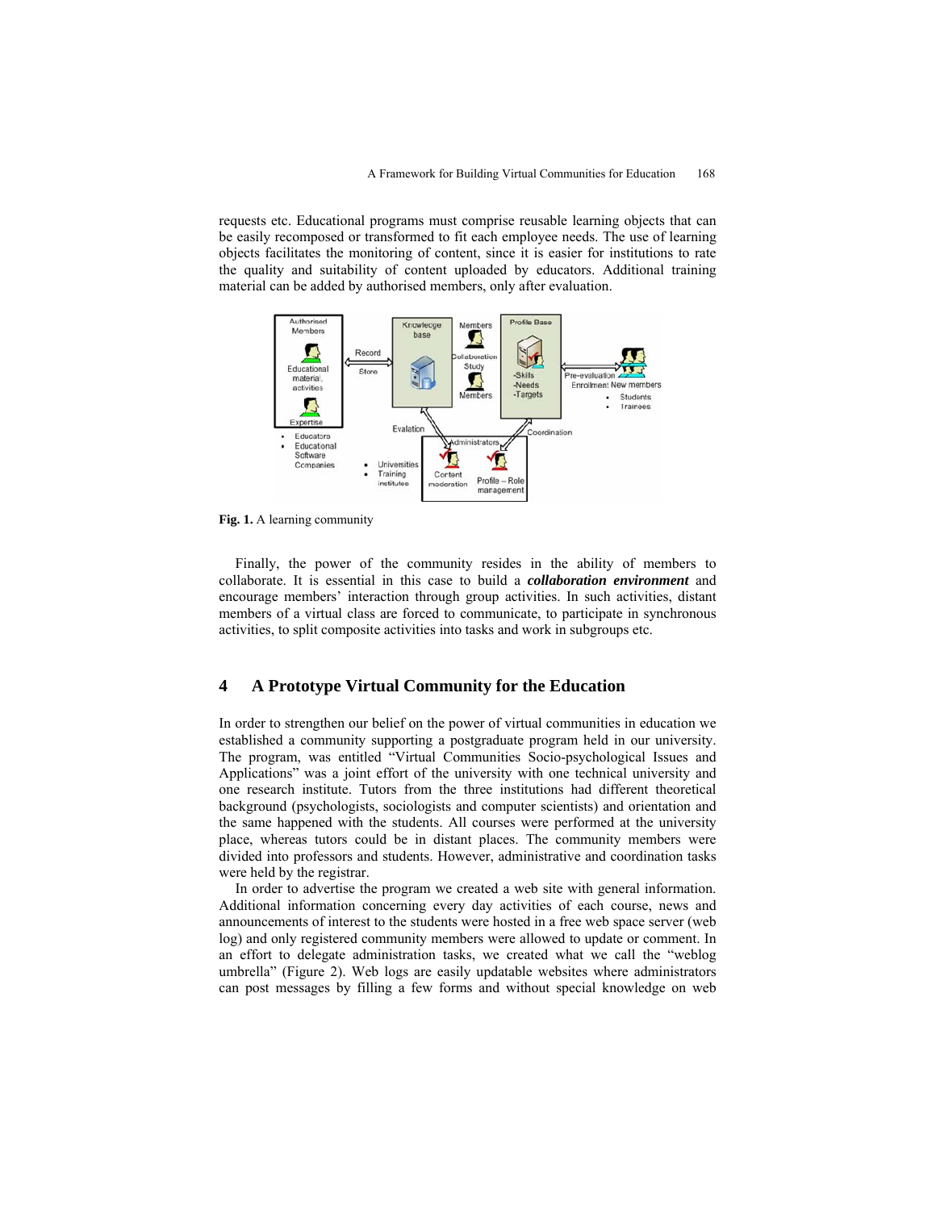requests etc. Educational programs must comprise reusable learning objects that can be easily recomposed or transformed to fit each employee needs. The use of learning objects facilitates the monitoring of content, since it is easier for institutions to rate the quality and suitability of content uploaded by educators. Additional training material can be added by authorised members, only after evaluation.

**Fig. 1.** A learning community

Finally, the power of the community resides in the ability of members to collaborate. It is essential in this case to build a ***collaboration environment*** and encourage members' interaction through group activities. In such activities, distant members of a virtual class are forced to communicate, to participate in synchronous activities, to split composite activities into tasks and work in subgroups etc.

## 4 A Prototype Virtual Community for the Education

In order to strengthen our belief on the power of virtual communities in education we established a community supporting a postgraduate program held in our university. The program, was entitled "Virtual Communities Socio-psychological Issues and Applications" was a joint effort of the university with one technical university and one research institute. Tutors from the three institutions had different theoretical background (psychologists, sociologists and computer scientists) and orientation and the same happened with the students. All courses were performed at the university place, whereas tutors could be in distant places. The community members were divided into professors and students. However, administrative and coordination tasks were held by the registrar.

In order to advertise the program we created a web site with general information. Additional information concerning every day activities of each course, news and announcements of interest to the students were hosted in a free web space server (web log) and only registered community members were allowed to update or comment. In an effort to delegate administration tasks, we created what we call the "weblog umbrella" (Figure 2). Web logs are easily updatable websites where administrators can post messages by filling a few forms and without special knowledge on web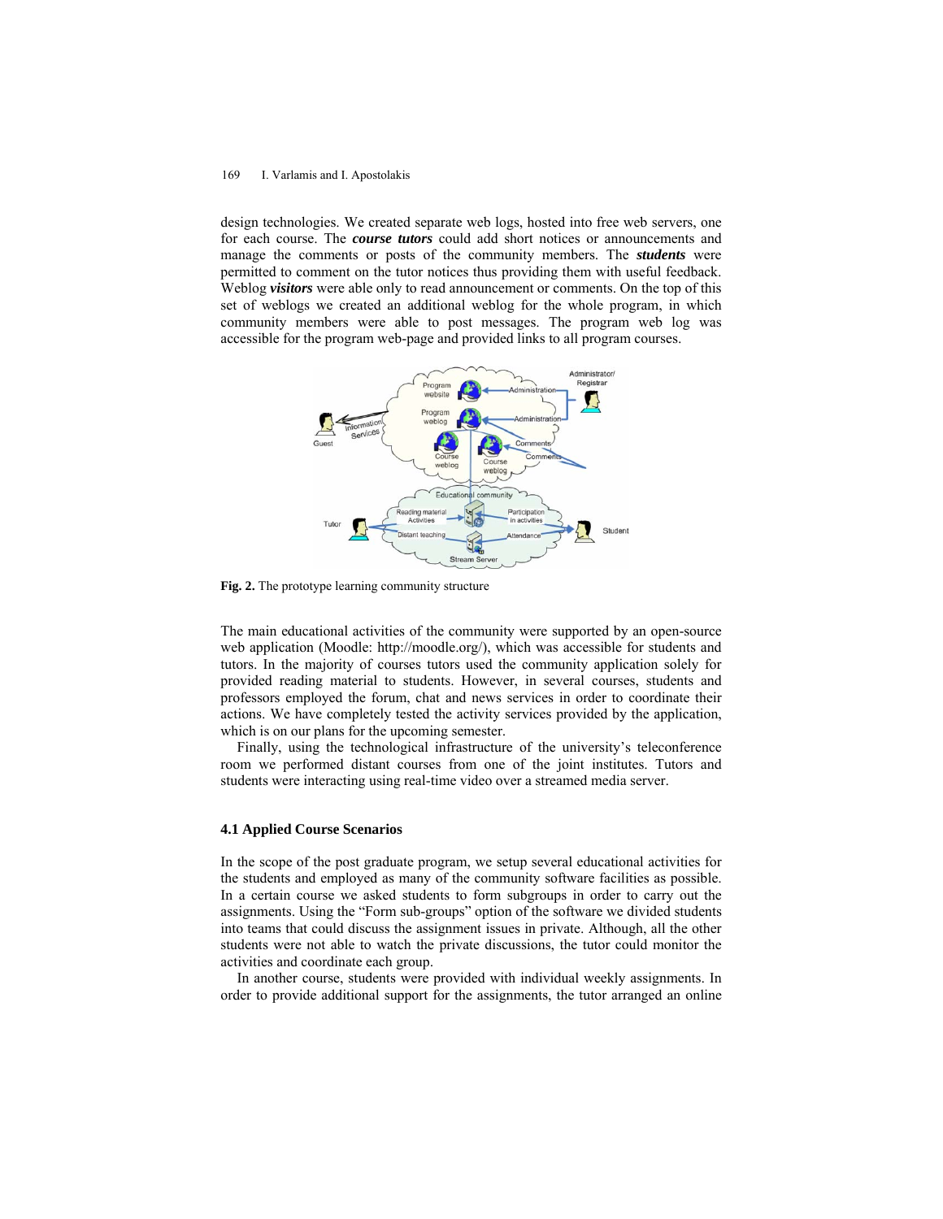design technologies. We created separate web logs, hosted into free web servers, one for each course. The ***course tutors*** could add short notices or announcements and manage the comments or posts of the community members. The ***students*** were permitted to comment on the tutor notices thus providing them with useful feedback. Weblog ***visitors*** were able only to read announcement or comments. On the top of this set of weblogs we created an additional weblog for the whole program, in which community members were able to post messages. The program web log was accessible for the program web-page and provided links to all program courses.

**Fig. 2.** The prototype learning community structure

The main educational activities of the community were supported by an open-source web application (Moodle: http://moodle.org/), which was accessible for students and tutors. In the majority of courses tutors used the community application solely for provided reading material to students. However, in several courses, students and professors employed the forum, chat and news services in order to coordinate their actions. We have completely tested the activity services provided by the application, which is on our plans for the upcoming semester.

Finally, using the technological infrastructure of the university's teleconference room we performed distant courses from one of the joint institutes. Tutors and students were interacting using real-time video over a streamed media server.

### 4.1 Applied Course Scenarios

In the scope of the post graduate program, we setup several educational activities for the students and employed as many of the community software facilities as possible. In a certain course we asked students to form subgroups in order to carry out the assignments. Using the "Form sub-groups" option of the software we divided students into teams that could discuss the assignment issues in private. Although, all the other students were not able to watch the private discussions, the tutor could monitor the activities and coordinate each group.

In another course, students were provided with individual weekly assignments. In order to provide additional support for the assignments, the tutor arranged an online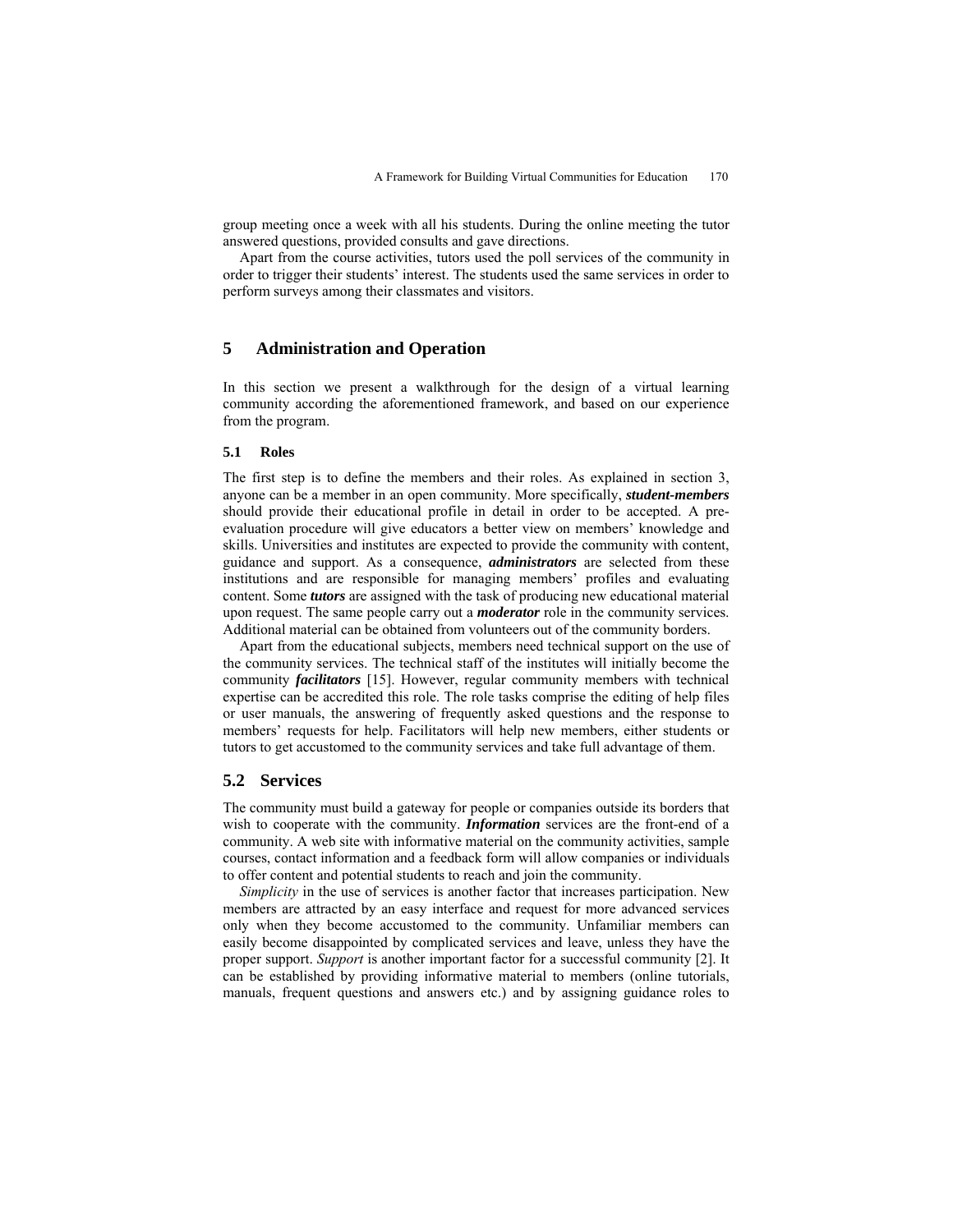group meeting once a week with all his students. During the online meeting the tutor answered questions, provided consults and gave directions.

Apart from the course activities, tutors used the poll services of the community in order to trigger their students' interest. The students used the same services in order to perform surveys among their classmates and visitors.

## 5 Administration and Operation

In this section we present a walkthrough for the design of a virtual learning community according the aforementioned framework, and based on our experience from the program.

### 5.1 Roles

The first step is to define the members and their roles. As explained in section 3, anyone can be a member in an open community. More specifically, ***student-members*** should provide their educational profile in detail in order to be accepted. A pre-evaluation procedure will give educators a better view on members' knowledge and skills. Universities and institutes are expected to provide the community with content, guidance and support. As a consequence, ***administrators*** are selected from these institutions and are responsible for managing members' profiles and evaluating content. Some ***tutors*** are assigned with the task of producing new educational material upon request. The same people carry out a ***moderator*** role in the community services. Additional material can be obtained from volunteers out of the community borders.

Apart from the educational subjects, members need technical support on the use of the community services. The technical staff of the institutes will initially become the community ***facilitators*** [15]. However, regular community members with technical expertise can be accredited this role. The role tasks comprise the editing of help files or user manuals, the answering of frequently asked questions and the response to members' requests for help. Facilitators will help new members, either students or tutors to get accustomed to the community services and take full advantage of them.

### 5.2 Services

The community must build a gateway for people or companies outside its borders that wish to cooperate with the community. ***Information*** services are the front-end of a community. A web site with informative material on the community activities, sample courses, contact information and a feedback form will allow companies or individuals to offer content and potential students to reach and join the community.

*Simplicity* in the use of services is another factor that increases participation. New members are attracted by an easy interface and request for more advanced services only when they become accustomed to the community. Unfamiliar members can easily become disappointed by complicated services and leave, unless they have the proper support. *Support* is another important factor for a successful community [2]. It can be established by providing informative material to members (online tutorials, manuals, frequent questions and answers etc.) and by assigning guidance roles to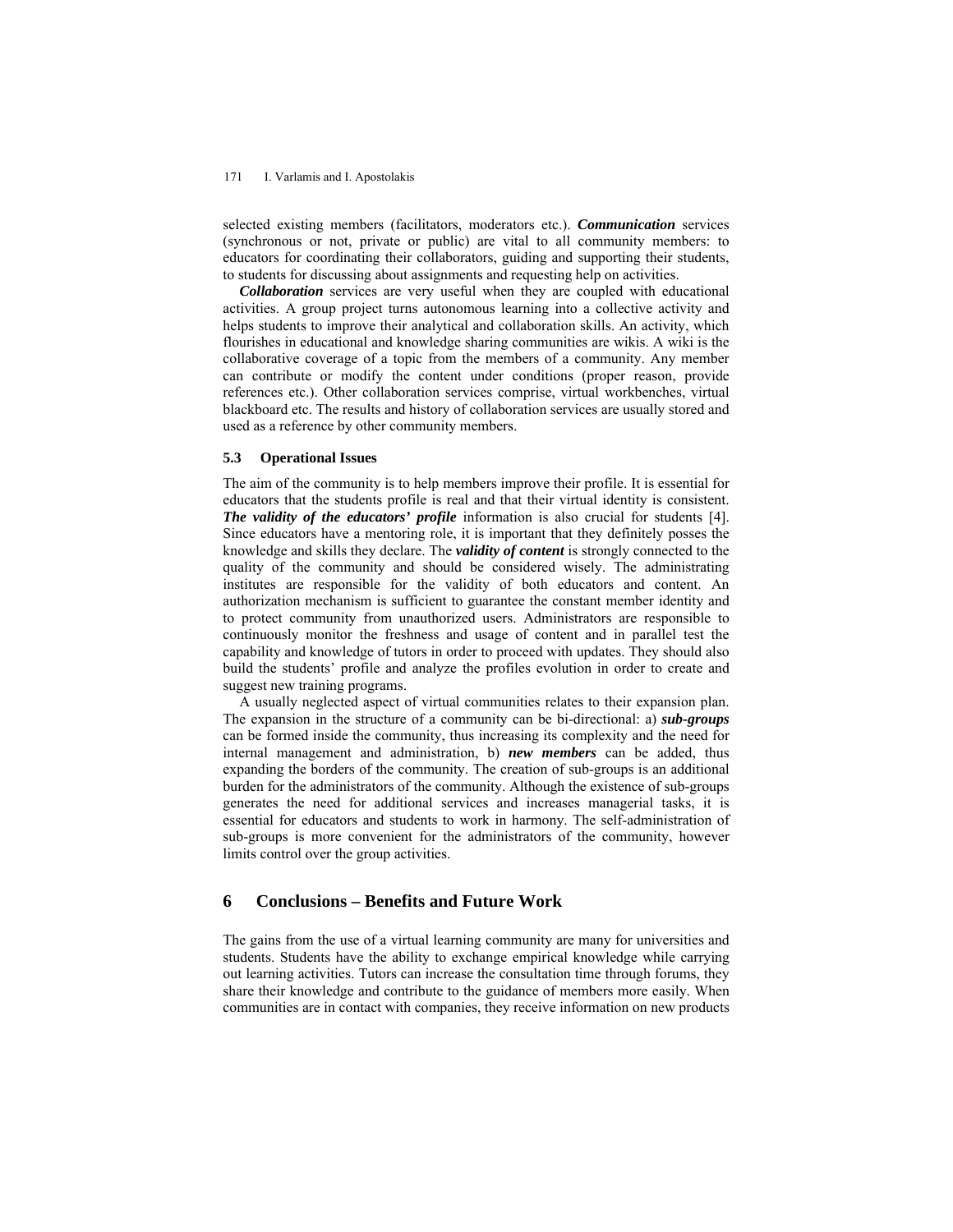selected existing members (facilitators, moderators etc.). ***Communication*** services (synchronous or not, private or public) are vital to all community members: to educators for coordinating their collaborators, guiding and supporting their students, to students for discussing about assignments and requesting help on activities.

***Collaboration*** services are very useful when they are coupled with educational activities. A group project turns autonomous learning into a collective activity and helps students to improve their analytical and collaboration skills. An activity, which flourishes in educational and knowledge sharing communities are wikis. A wiki is the collaborative coverage of a topic from the members of a community. Any member can contribute or modify the content under conditions (proper reason, provide references etc.). Other collaboration services comprise, virtual workbenches, virtual blackboard etc. The results and history of collaboration services are usually stored and used as a reference by other community members.

### 5.3 Operational Issues

The aim of the community is to help members improve their profile. It is essential for educators that the students profile is real and that their virtual identity is consistent. ***The validity of the educators' profile*** information is also crucial for students [4]. Since educators have a mentoring role, it is important that they definitely posses the knowledge and skills they declare. The ***validity of content*** is strongly connected to the quality of the community and should be considered wisely. The administrating institutes are responsible for the validity of both educators and content. An authorization mechanism is sufficient to guarantee the constant member identity and to protect community from unauthorized users. Administrators are responsible to continuously monitor the freshness and usage of content and in parallel test the capability and knowledge of tutors in order to proceed with updates. They should also build the students' profile and analyze the profiles evolution in order to create and suggest new training programs.

A usually neglected aspect of virtual communities relates to their expansion plan. The expansion in the structure of a community can be bi-directional: a) ***sub-groups*** can be formed inside the community, thus increasing its complexity and the need for internal management and administration, b) ***new members*** can be added, thus expanding the borders of the community. The creation of sub-groups is an additional burden for the administrators of the community. Although the existence of sub-groups generates the need for additional services and increases managerial tasks, it is essential for educators and students to work in harmony. The self-administration of sub-groups is more convenient for the administrators of the community, however limits control over the group activities.

## 6 Conclusions – Benefits and Future Work

The gains from the use of a virtual learning community are many for universities and students. Students have the ability to exchange empirical knowledge while carrying out learning activities. Tutors can increase the consultation time through forums, they share their knowledge and contribute to the guidance of members more easily. When communities are in contact with companies, they receive information on new products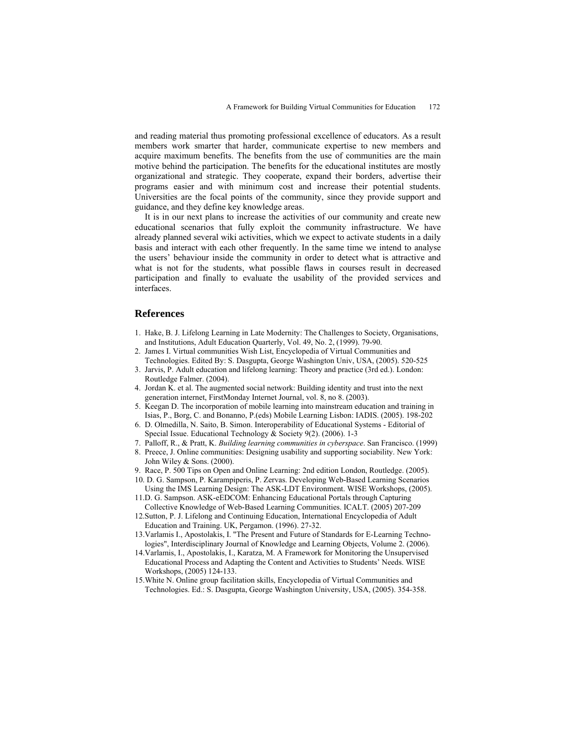and reading material thus promoting professional excellence of educators. As a result members work smarter that harder, communicate expertise to new members and acquire maximum benefits. The benefits from the use of communities are the main motive behind the participation. The benefits for the educational institutes are mostly organizational and strategic. They cooperate, expand their borders, advertise their programs easier and with minimum cost and increase their potential students. Universities are the focal points of the community, since they provide support and guidance, and they define key knowledge areas.

It is in our next plans to increase the activities of our community and create new educational scenarios that fully exploit the community infrastructure. We have already planned several wiki activities, which we expect to activate students in a daily basis and interact with each other frequently. In the same time we intend to analyse the users' behaviour inside the community in order to detect what is attractive and what is not for the students, what possible flaws in courses result in decreased participation and finally to evaluate the usability of the provided services and interfaces.

## References

1. Hake, B. J. Lifelong Learning in Late Modernity: The Challenges to Society, Organisations, and Institutions, Adult Education Quarterly, Vol. 49, No. 2, (1999). 79-90.
2. James I. Virtual communities Wish List, Encyclopedia of Virtual Communities and Technologies. Edited By: S. Dasgupta, George Washington Univ, USA, (2005). 520-525
3. Jarvis, P. Adult education and lifelong learning: Theory and practice (3rd ed.). London: Routledge Falmer. (2004).
4. Jordan K. et al. The augmented social network: Building identity and trust into the next generation internet, FirstMonday Internet Journal, vol. 8, no 8. (2003).
5. Keegan D. The incorporation of mobile learning into mainstream education and training in Isias, P., Borg, C. and Bonanno, P.(eds) Mobile Learning Lisbon: IADIS. (2005). 198-202
6. D. Olmedilla, N. Saito, B. Simon. Interoperability of Educational Systems - Editorial of Special Issue. Educational Technology & Society 9(2). (2006). 1-3
7. Palloff, R., & Pratt, K. *Building learning communities in cyberspace*. San Francisco. (1999)
8. Preece, J. Online communities: Designing usability and supporting sociability. New York: John Wiley & Sons. (2000).
9. Race, P. 500 Tips on Open and Online Learning: 2nd edition London, Routledge. (2005).
10. D. G. Sampson, P. Karampiperis, P. Zervas. Developing Web-Based Learning Scenarios Using the IMS Learning Design: The ASK-LDT Environment. WISE Workshops, (2005).
11. D. G. Sampson. ASK-eEDCOM: Enhancing Educational Portals through Capturing Collective Knowledge of Web-Based Learning Communities. ICALT. (2005) 207-209
12. Sutton, P. J. Lifelong and Continuing Education, International Encyclopedia of Adult Education and Training. UK, Pergamon. (1996). 27-32.
13. Varlamis I., Apostolakis, I. "The Present and Future of Standards for E-Learning Technologies", Interdisciplinary Journal of Knowledge and Learning Objects, Volume 2. (2006).
14. Varlamis, I., Apostolakis, I., Karatza, M. A Framework for Monitoring the Unsupervised Educational Process and Adapting the Content and Activities to Students' Needs. WISE Workshops, (2005) 124-133.
15. White N. Online group facilitation skills, Encyclopedia of Virtual Communities and Technologies. Ed.: S. Dasgupta, George Washington University, USA, (2005). 354-358.